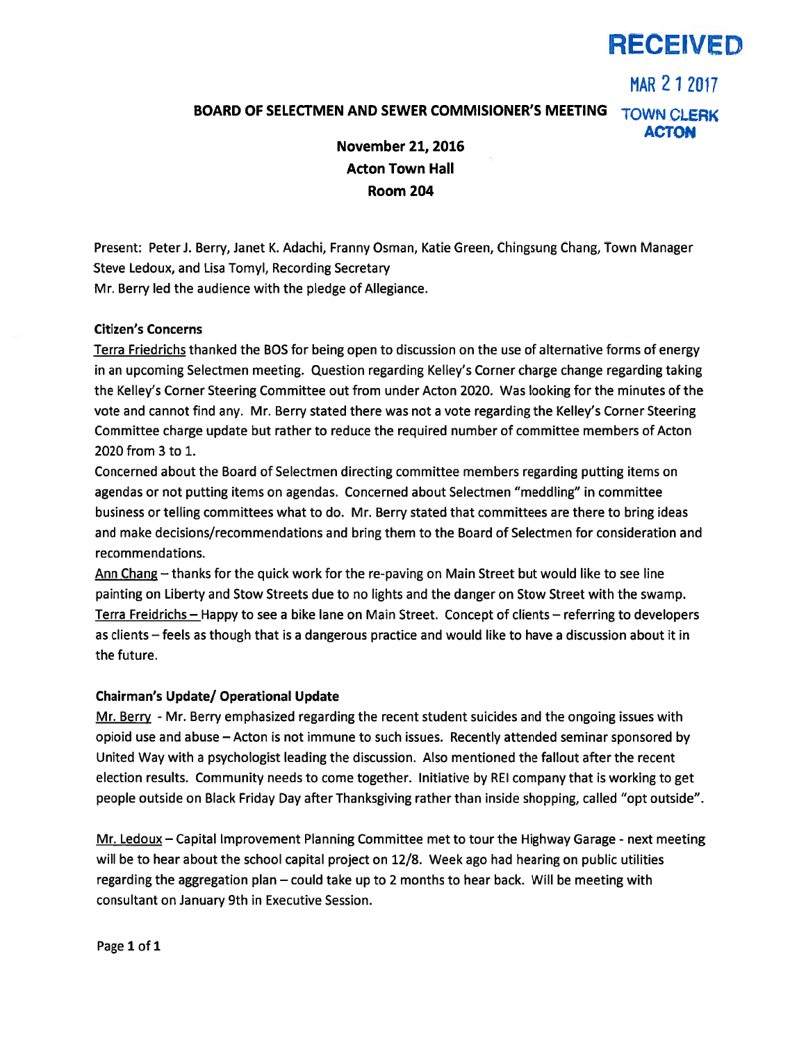RECEIVED

MAR 21 2017

TOWN CLERK
ACTON

**BOARD OF SELECTMEN AND SEWER COMMISIONER'S MEETING**

**November 21, 2016**
**Acton Town Hall**
**Room 204**

Present: Peter J. Berry, Janet K. Adachi, Franny Osman, Katie Green, Chingsung Chang, Town Manager Steve Ledoux, and Lisa Tomyl, Recording Secretary

Mr. Berry led the audience with the pledge of Allegiance.

**Citizen's Concerns**

Terra Friedrichs thanked the BOS for being open to discussion on the use of alternative forms of energy in an upcoming Selectmen meeting. Question regarding Kelley's Corner charge change regarding taking the Kelley's Corner Steering Committee out from under Acton 2020. Was looking for the minutes of the vote and cannot find any. Mr. Berry stated there was not a vote regarding the Kelley's Corner Steering Committee charge update but rather to reduce the required number of committee members of Acton 2020 from 3 to 1.

Concerned about the Board of Selectmen directing committee members regarding putting items on agendas or not putting items on agendas. Concerned about Selectmen "meddling" in committee business or telling committees what to do. Mr. Berry stated that committees are there to bring ideas and make decisions/recommendations and bring them to the Board of Selectmen for consideration and recommendations.

Ann Chang – thanks for the quick work for the re-paving on Main Street but would like to see line painting on Liberty and Stow Streets due to no lights and the danger on Stow Street with the swamp.

Terra Freidrichs – Happy to see a bike lane on Main Street. Concept of clients – referring to developers as clients – feels as though that is a dangerous practice and would like to have a discussion about it in the future.

**Chairman's Update/ Operational Update**

Mr. Berry - Mr. Berry emphasized regarding the recent student suicides and the ongoing issues with opioid use and abuse – Acton is not immune to such issues. Recently attended seminar sponsored by United Way with a psychologist leading the discussion. Also mentioned the fallout after the recent election results. Community needs to come together. Initiative by REI company that is working to get people outside on Black Friday Day after Thanksgiving rather than inside shopping, called "opt outside".

Mr. Ledoux – Capital Improvement Planning Committee met to tour the Highway Garage - next meeting will be to hear about the school capital project on 12/8. Week ago had hearing on public utilities regarding the aggregation plan – could take up to 2 months to hear back. Will be meeting with consultant on January 9th in Executive Session.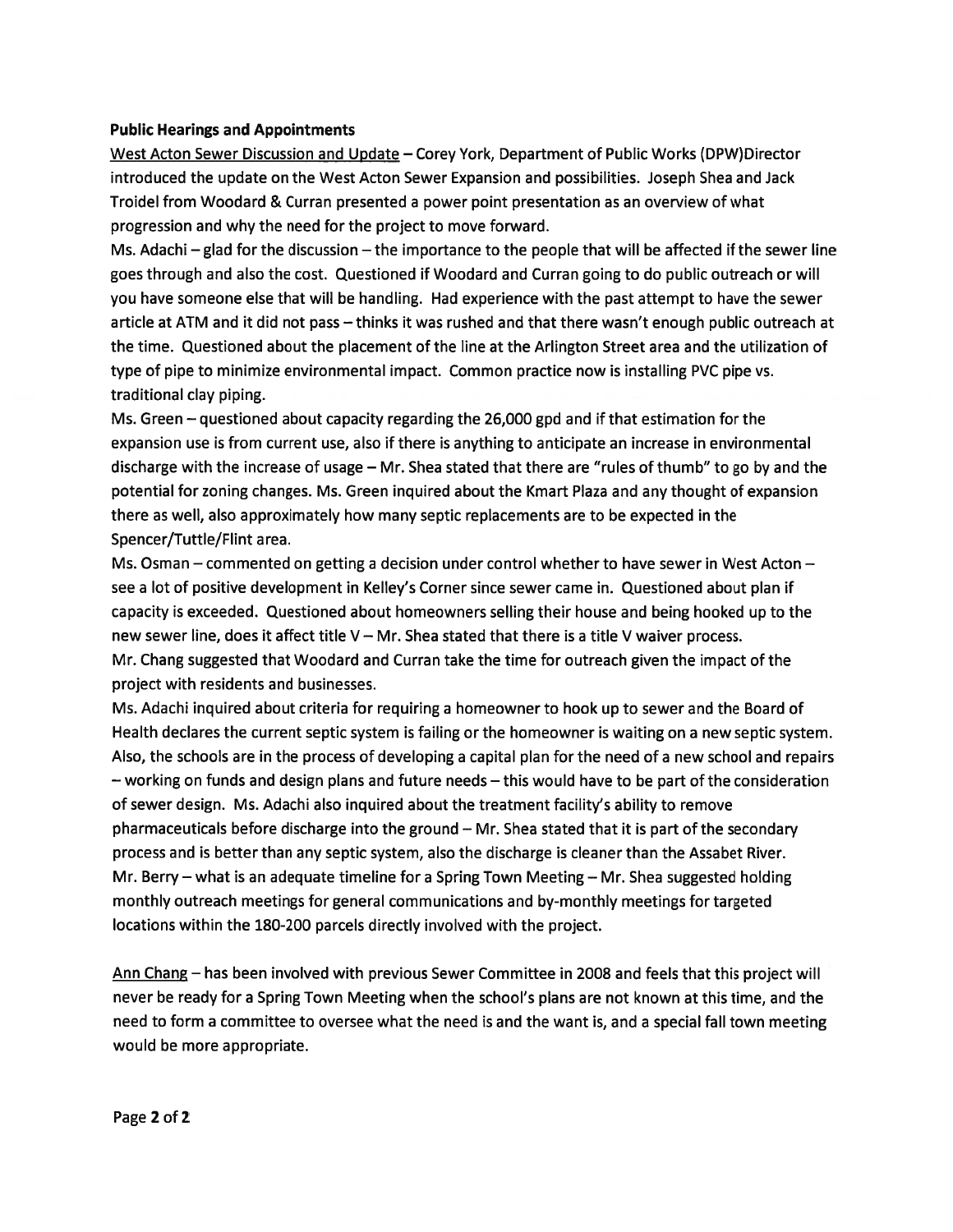**Public Hearings and Appointments**

West Acton Sewer Discussion and Update – Corey York, Department of Public Works (DPW)Director introduced the update on the West Acton Sewer Expansion and possibilities. Joseph Shea and Jack Troidel from Woodard & Curran presented a power point presentation as an overview of what progression and why the need for the project to move forward.

Ms. Adachi – glad for the discussion – the importance to the people that will be affected if the sewer line goes through and also the cost. Questioned if Woodard and Curran going to do public outreach or will you have someone else that will be handling. Had experience with the past attempt to have the sewer article at ATM and it did not pass – thinks it was rushed and that there wasn't enough public outreach at the time. Questioned about the placement of the line at the Arlington Street area and the utilization of type of pipe to minimize environmental impact. Common practice now is installing PVC pipe vs. traditional clay piping.

Ms. Green – questioned about capacity regarding the 26,000 gpd and if that estimation for the expansion use is from current use, also if there is anything to anticipate an increase in environmental discharge with the increase of usage – Mr. Shea stated that there are "rules of thumb" to go by and the potential for zoning changes. Ms. Green inquired about the Kmart Plaza and any thought of expansion there as well, also approximately how many septic replacements are to be expected in the Spencer/Tuttle/Flint area.

Ms. Osman – commented on getting a decision under control whether to have sewer in West Acton – see a lot of positive development in Kelley's Corner since sewer came in. Questioned about plan if capacity is exceeded. Questioned about homeowners selling their house and being hooked up to the new sewer line, does it affect title V – Mr. Shea stated that there is a title V waiver process.

Mr. Chang suggested that Woodard and Curran take the time for outreach given the impact of the project with residents and businesses.

Ms. Adachi inquired about criteria for requiring a homeowner to hook up to sewer and the Board of Health declares the current septic system is failing or the homeowner is waiting on a new septic system. Also, the schools are in the process of developing a capital plan for the need of a new school and repairs – working on funds and design plans and future needs – this would have to be part of the consideration of sewer design. Ms. Adachi also inquired about the treatment facility's ability to remove pharmaceuticals before discharge into the ground – Mr. Shea stated that it is part of the secondary process and is better than any septic system, also the discharge is cleaner than the Assabet River.

Mr. Berry – what is an adequate timeline for a Spring Town Meeting – Mr. Shea suggested holding monthly outreach meetings for general communications and by-monthly meetings for targeted locations within the 180-200 parcels directly involved with the project.

Ann Chang – has been involved with previous Sewer Committee in 2008 and feels that this project will never be ready for a Spring Town Meeting when the school's plans are not known at this time, and the need to form a committee to oversee what the need is and the want is, and a special fall town meeting would be more appropriate.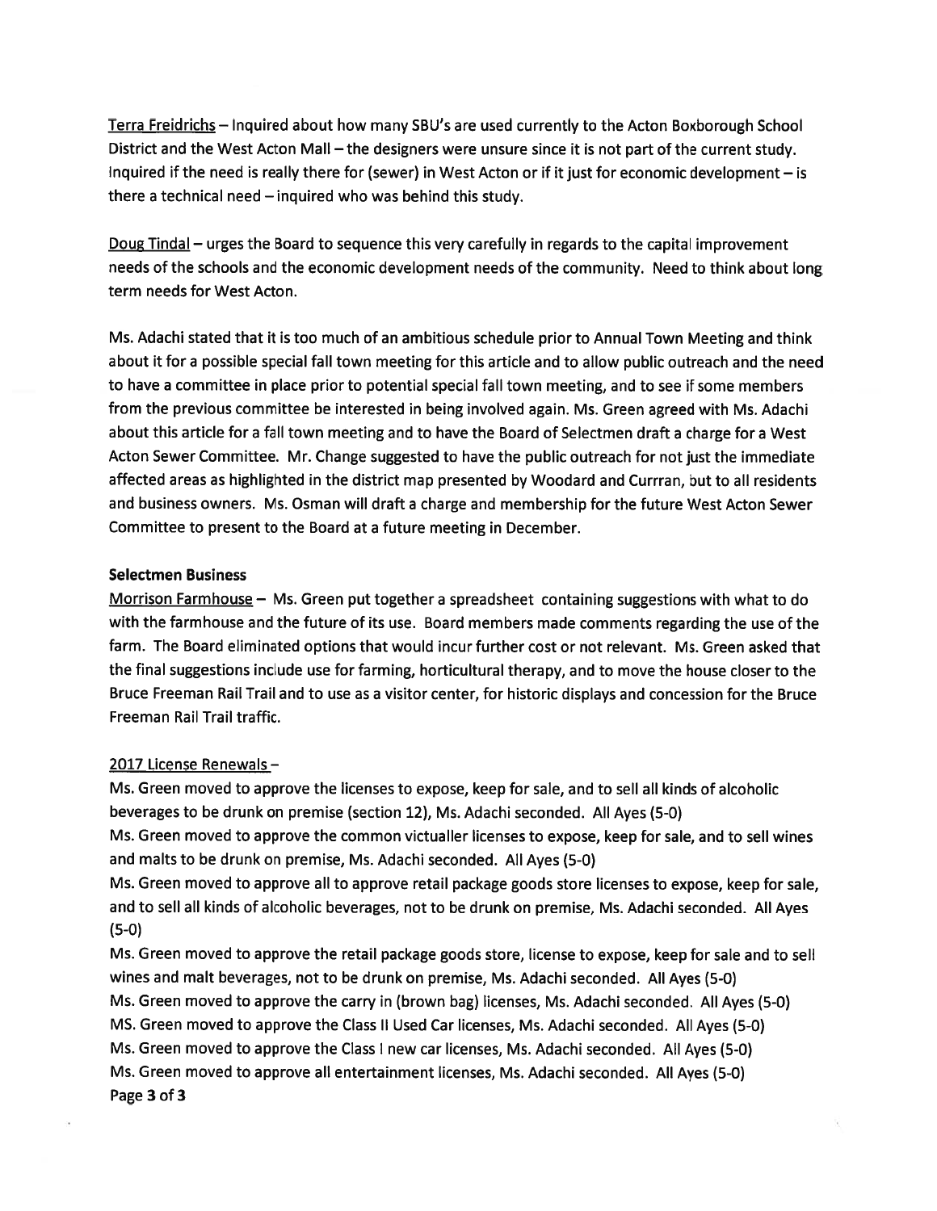Terra Freidrichs – Inquired about how many SBU's are used currently to the Acton Boxborough School District and the West Acton Mall – the designers were unsure since it is not part of the current study. Inquired if the need is really there for (sewer) in West Acton or if it just for economic development – is there a technical need – inquired who was behind this study.

Doug Tindal – urges the Board to sequence this very carefully in regards to the capital improvement needs of the schools and the economic development needs of the community. Need to think about long term needs for West Acton.

Ms. Adachi stated that it is too much of an ambitious schedule prior to Annual Town Meeting and think about it for a possible special fall town meeting for this article and to allow public outreach and the need to have a committee in place prior to potential special fall town meeting, and to see if some members from the previous committee be interested in being involved again. Ms. Green agreed with Ms. Adachi about this article for a fall town meeting and to have the Board of Selectmen draft a charge for a West Acton Sewer Committee. Mr. Change suggested to have the public outreach for not just the immediate affected areas as highlighted in the district map presented by Woodard and Currran, but to all residents and business owners. Ms. Osman will draft a charge and membership for the future West Acton Sewer Committee to present to the Board at a future meeting in December.

**Selectmen Business**

Morrison Farmhouse – Ms. Green put together a spreadsheet containing suggestions with what to do with the farmhouse and the future of its use. Board members made comments regarding the use of the farm. The Board eliminated options that would incur further cost or not relevant. Ms. Green asked that the final suggestions include use for farming, horticultural therapy, and to move the house closer to the Bruce Freeman Rail Trail and to use as a visitor center, for historic displays and concession for the Bruce Freeman Rail Trail traffic.

2017 License Renewals –

Ms. Green moved to approve the licenses to expose, keep for sale, and to sell all kinds of alcoholic beverages to be drunk on premise (section 12), Ms. Adachi seconded. All Ayes (5-0)

Ms. Green moved to approve the common victualler licenses to expose, keep for sale, and to sell wines and malts to be drunk on premise, Ms. Adachi seconded. All Ayes (5-0)

Ms. Green moved to approve all to approve retail package goods store licenses to expose, keep for sale, and to sell all kinds of alcoholic beverages, not to be drunk on premise, Ms. Adachi seconded. All Ayes (5-0)

Ms. Green moved to approve the retail package goods store, license to expose, keep for sale and to sell wines and malt beverages, not to be drunk on premise, Ms. Adachi seconded. All Ayes (5-0)

Ms. Green moved to approve the carry in (brown bag) licenses, Ms. Adachi seconded. All Ayes (5-0)

MS. Green moved to approve the Class II Used Car licenses, Ms. Adachi seconded. All Ayes (5-0)

Ms. Green moved to approve the Class I new car licenses, Ms. Adachi seconded. All Ayes (5-0)

Ms. Green moved to approve all entertainment licenses, Ms. Adachi seconded. All Ayes (5-0)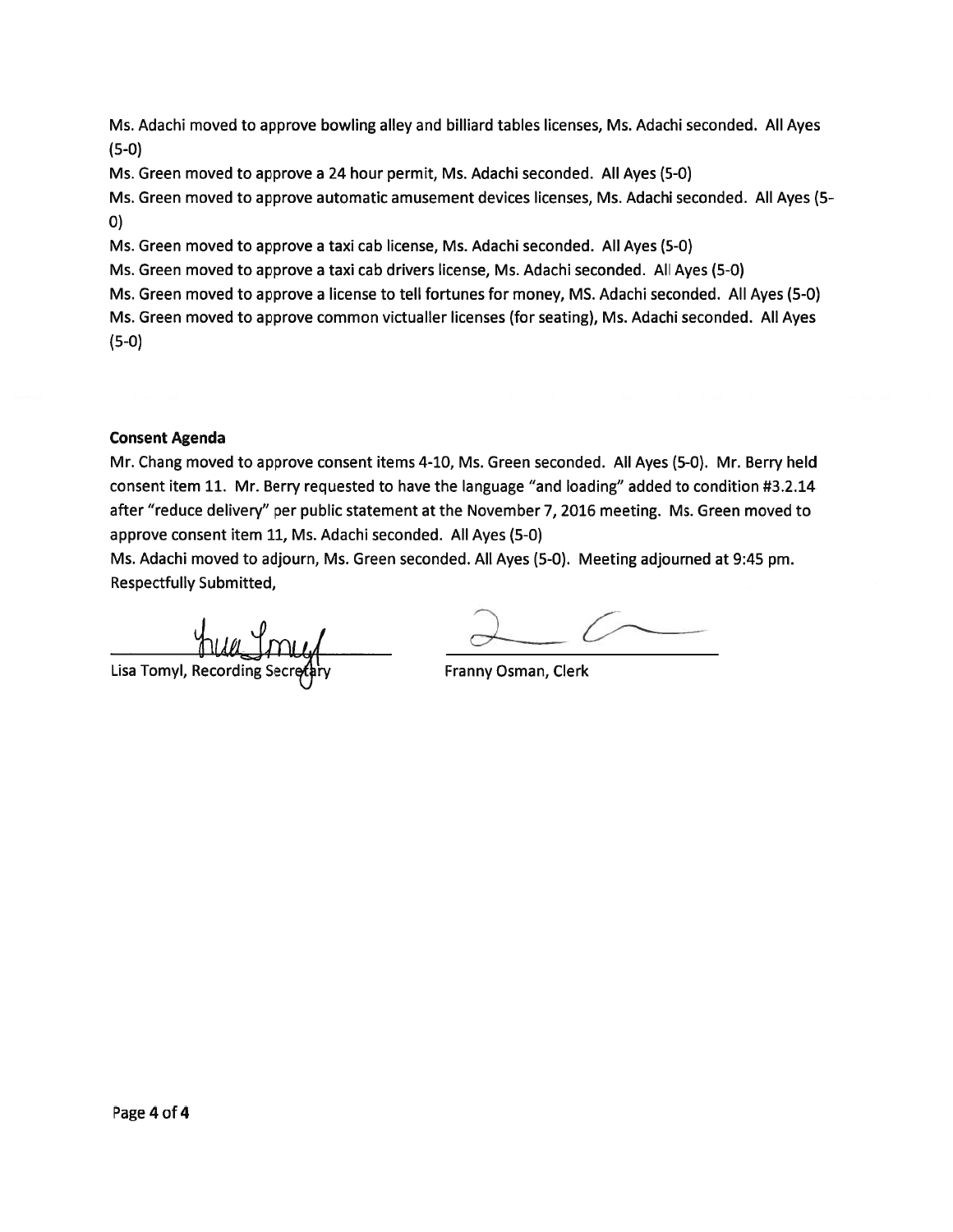Ms. Adachi moved to approve bowling alley and billiard tables licenses, Ms. Adachi seconded. All Ayes (5-0)

Ms. Green moved to approve a 24 hour permit, Ms. Adachi seconded. All Ayes (5-0)

Ms. Green moved to approve automatic amusement devices licenses, Ms. Adachi seconded. All Ayes (5-0)

Ms. Green moved to approve a taxi cab license, Ms. Adachi seconded. All Ayes (5-0)

Ms. Green moved to approve a taxi cab drivers license, Ms. Adachi seconded. All Ayes (5-0)

Ms. Green moved to approve a license to tell fortunes for money, MS. Adachi seconded. All Ayes (5-0)

Ms. Green moved to approve common victualler licenses (for seating), Ms. Adachi seconded. All Ayes (5-0)

**Consent Agenda**

Mr. Chang moved to approve consent items 4-10, Ms. Green seconded. All Ayes (5-0). Mr. Berry held consent item 11. Mr. Berry requested to have the language "and loading" added to condition #3.2.14 after "reduce delivery" per public statement at the November 7, 2016 meeting. Ms. Green moved to approve consent item 11, Ms. Adachi seconded. All Ayes (5-0)

Ms. Adachi moved to adjourn, Ms. Green seconded. All Ayes (5-0). Meeting adjourned at 9:45 pm.

Respectfully Submitted,

Lisa Tomyl, Recording Secretary

Franny Osman, Clerk